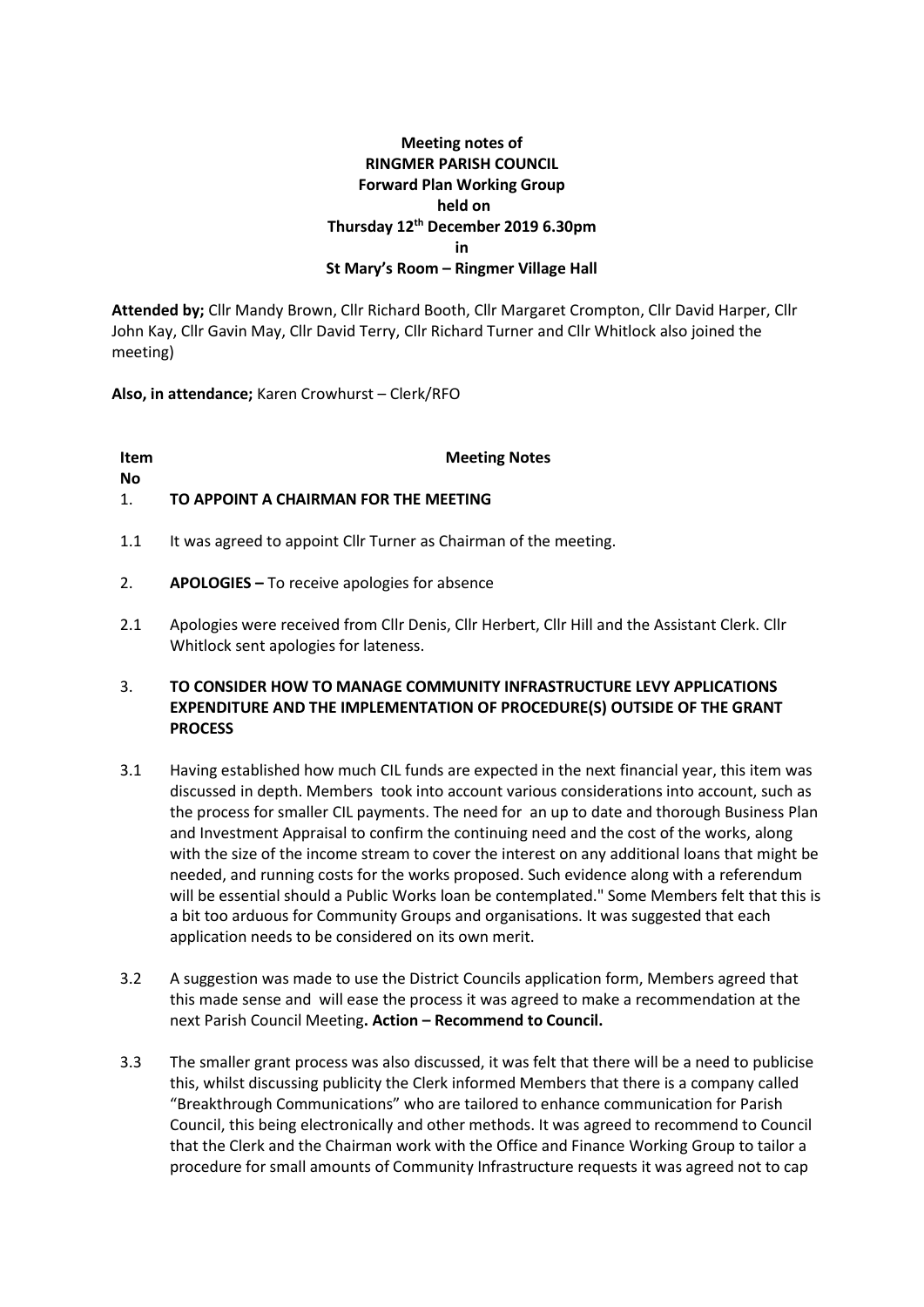**Meeting notes of**
**RINGMER PARISH COUNCIL**
**Forward Plan Working Group**
**held on**
**Thursday 12th December 2019 6.30pm**
**in**
**St Mary's Room – Ringmer Village Hall**

**Attended by;** Cllr Mandy Brown, Cllr Richard Booth, Cllr Margaret Crompton, Cllr David Harper, Cllr John Kay, Cllr Gavin May, Cllr David Terry, Cllr Richard Turner and Cllr Whitlock also joined the meeting)

**Also, in attendance;** Karen Crowhurst – Clerk/RFO

| **Item No** | **Meeting Notes** |
|---|---|
| 1. | **TO APPOINT A CHAIRMAN FOR THE MEETING** |
| 1.1 | It was agreed to appoint Cllr Turner as Chairman of the meeting. |
| 2. | **APOLOGIES –** To receive apologies for absence |
| 2.1 | Apologies were received from Cllr Denis, Cllr Herbert, Cllr Hill and the Assistant Clerk. Cllr Whitlock sent apologies for lateness. |
| 3. | **TO CONSIDER HOW TO MANAGE COMMUNITY INFRASTRUCTURE LEVY APPLICATIONS EXPENDITURE AND THE IMPLEMENTATION OF PROCEDURE(S) OUTSIDE OF THE GRANT PROCESS** |
| 3.1 | Having established how much CIL funds are expected in the next financial year, this item was discussed in depth. Members took into account various considerations into account, such as the process for smaller CIL payments. The need for an up to date and thorough Business Plan and Investment Appraisal to confirm the continuing need and the cost of the works, along with the size of the income stream to cover the interest on any additional loans that might be needed, and running costs for the works proposed. Such evidence along with a referendum will be essential should a Public Works loan be contemplated." Some Members felt that this is a bit too arduous for Community Groups and organisations. It was suggested that each application needs to be considered on its own merit. |
| 3.2 | A suggestion was made to use the District Councils application form, Members agreed that this made sense and will ease the process it was agreed to make a recommendation at the next Parish Council Meeting**. Action – Recommend to Council.** |
| 3.3 | The smaller grant process was also discussed, it was felt that there will be a need to publicise this, whilst discussing publicity the Clerk informed Members that there is a company called "Breakthrough Communications" who are tailored to enhance communication for Parish Council, this being electronically and other methods. It was agreed to recommend to Council that the Clerk and the Chairman work with the Office and Finance Working Group to tailor a procedure for small amounts of Community Infrastructure requests it was agreed not to cap |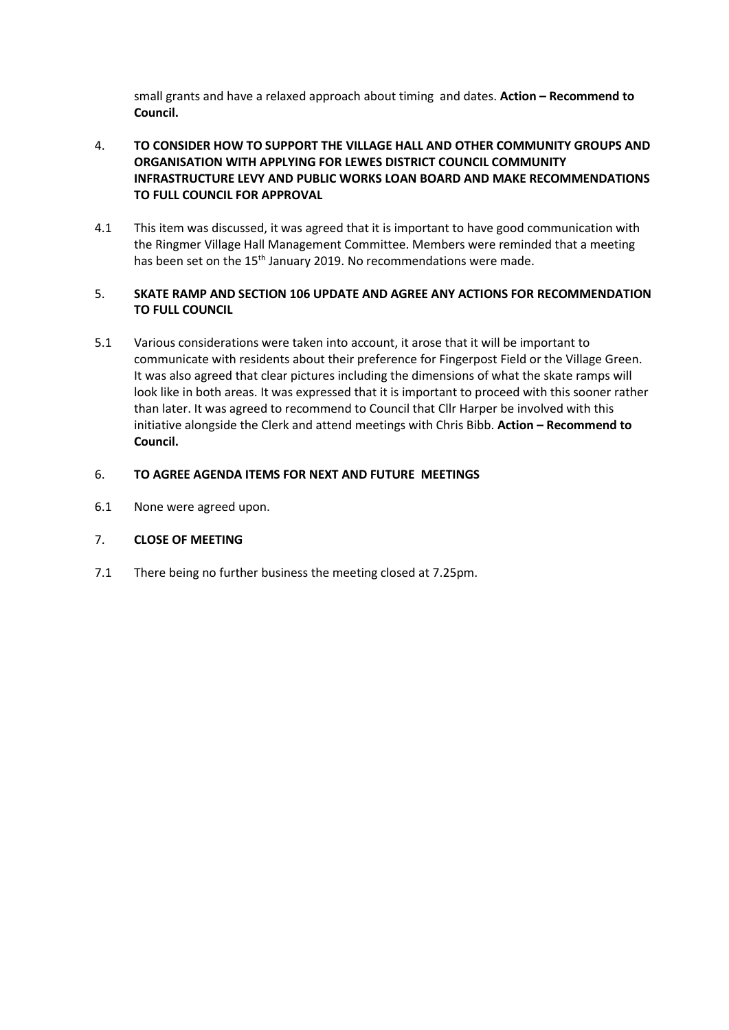small grants and have a relaxed approach about timing and dates. **Action – Recommend to Council.**

4. **TO CONSIDER HOW TO SUPPORT THE VILLAGE HALL AND OTHER COMMUNITY GROUPS AND ORGANISATION WITH APPLYING FOR LEWES DISTRICT COUNCIL COMMUNITY INFRASTRUCTURE LEVY AND PUBLIC WORKS LOAN BOARD AND MAKE RECOMMENDATIONS TO FULL COUNCIL FOR APPROVAL**

4.1 This item was discussed, it was agreed that it is important to have good communication with the Ringmer Village Hall Management Committee. Members were reminded that a meeting has been set on the 15th January 2019. No recommendations were made.

5. **SKATE RAMP AND SECTION 106 UPDATE AND AGREE ANY ACTIONS FOR RECOMMENDATION TO FULL COUNCIL**

5.1 Various considerations were taken into account, it arose that it will be important to communicate with residents about their preference for Fingerpost Field or the Village Green. It was also agreed that clear pictures including the dimensions of what the skate ramps will look like in both areas. It was expressed that it is important to proceed with this sooner rather than later. It was agreed to recommend to Council that Cllr Harper be involved with this initiative alongside the Clerk and attend meetings with Chris Bibb. **Action – Recommend to Council.**

6. **TO AGREE AGENDA ITEMS FOR NEXT AND FUTURE MEETINGS**

6.1 None were agreed upon.

7. **CLOSE OF MEETING**

7.1 There being no further business the meeting closed at 7.25pm.